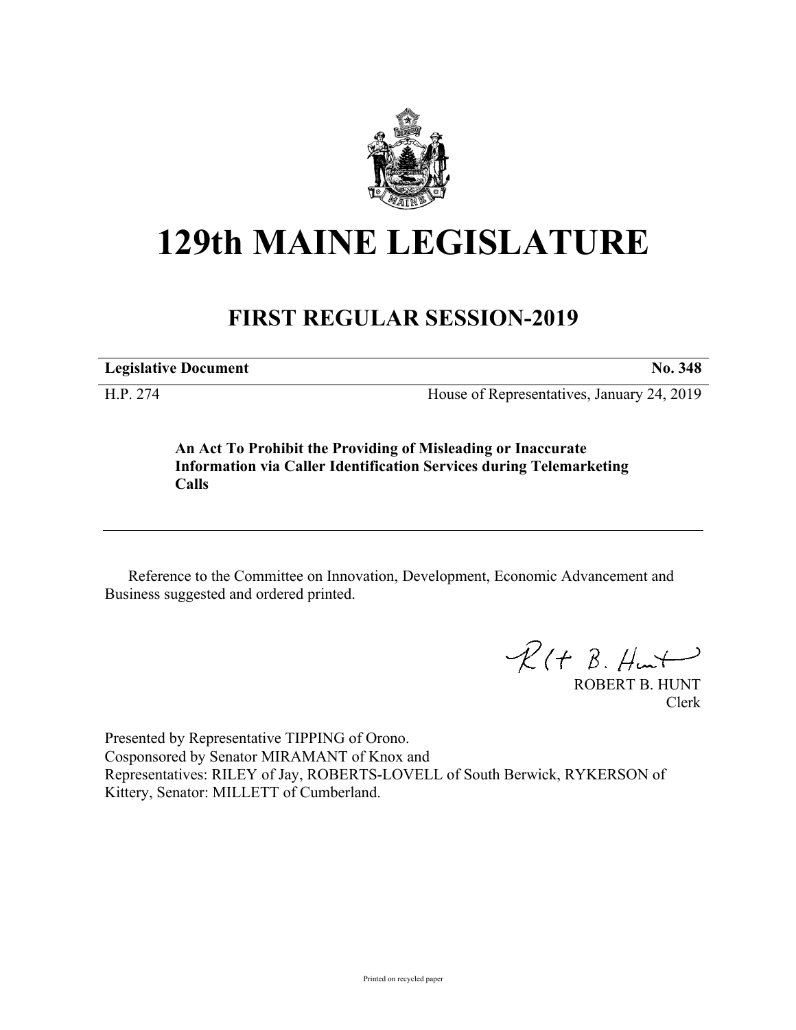# 129th MAINE LEGISLATURE

## FIRST REGULAR SESSION-2019

**Legislative Document** **No. 348**

H.P. 274 House of Representatives, January 24, 2019

**An Act To Prohibit the Providing of Misleading or Inaccurate Information via Caller Identification Services during Telemarketing Calls**

Reference to the Committee on Innovation, Development, Economic Advancement and Business suggested and ordered printed.

ROBERT B. HUNT
Clerk

Presented by Representative TIPPING of Orono.
Cosponsored by Senator MIRAMANT of Knox and
Representatives: RILEY of Jay, ROBERTS-LOVELL of South Berwick, RYKERSON of Kittery, Senator: MILLETT of Cumberland.

Printed on recycled paper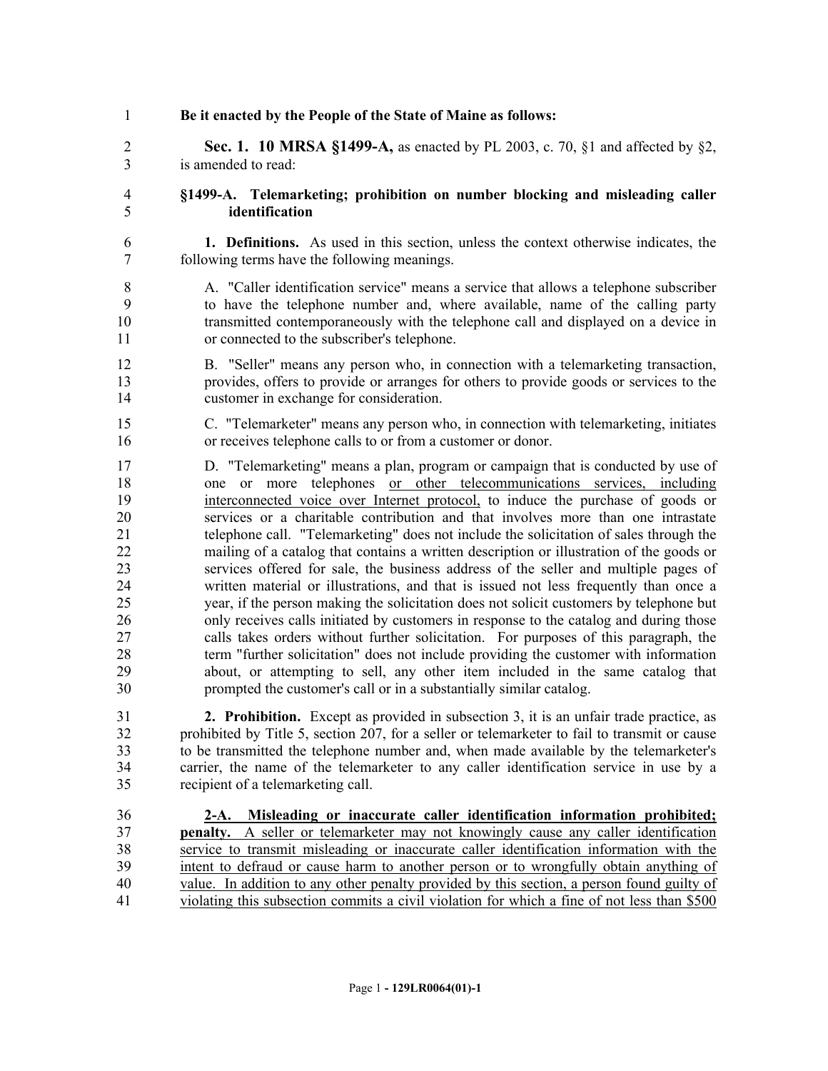**Be it enacted by the People of the State of Maine as follows:**

**Sec. 1. 10 MRSA §1499-A,** as enacted by PL 2003, c. 70, §1 and affected by §2, is amended to read:

**§1499-A. Telemarketing; prohibition on number blocking and misleading caller identification**

**1. Definitions.** As used in this section, unless the context otherwise indicates, the following terms have the following meanings.

A. "Caller identification service" means a service that allows a telephone subscriber to have the telephone number and, where available, name of the calling party transmitted contemporaneously with the telephone call and displayed on a device in or connected to the subscriber's telephone.

B. "Seller" means any person who, in connection with a telemarketing transaction, provides, offers to provide or arranges for others to provide goods or services to the customer in exchange for consideration.

C. "Telemarketer" means any person who, in connection with telemarketing, initiates or receives telephone calls to or from a customer or donor.

D. "Telemarketing" means a plan, program or campaign that is conducted by use of one or more telephones <u>or other telecommunications services, including interconnected voice over Internet protocol,</u> to induce the purchase of goods or services or a charitable contribution and that involves more than one intrastate telephone call. "Telemarketing" does not include the solicitation of sales through the mailing of a catalog that contains a written description or illustration of the goods or services offered for sale, the business address of the seller and multiple pages of written material or illustrations, and that is issued not less frequently than once a year, if the person making the solicitation does not solicit customers by telephone but only receives calls initiated by customers in response to the catalog and during those calls takes orders without further solicitation. For purposes of this paragraph, the term "further solicitation" does not include providing the customer with information about, or attempting to sell, any other item included in the same catalog that prompted the customer's call or in a substantially similar catalog.

**2. Prohibition.** Except as provided in subsection 3, it is an unfair trade practice, as prohibited by Title 5, section 207, for a seller or telemarketer to fail to transmit or cause to be transmitted the telephone number and, when made available by the telemarketer's carrier, the name of the telemarketer to any caller identification service in use by a recipient of a telemarketing call.

<u>**2-A. Misleading or inaccurate caller identification information prohibited; penalty.** A seller or telemarketer may not knowingly cause any caller identification service to transmit misleading or inaccurate caller identification information with the intent to defraud or cause harm to another person or to wrongfully obtain anything of value. In addition to any other penalty provided by this section, a person found guilty of violating this subsection commits a civil violation for which a fine of not less than $500</u>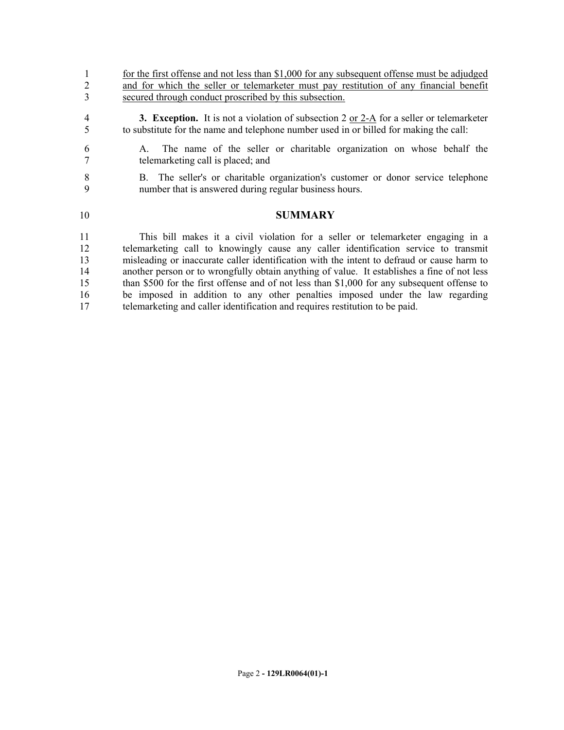for the first offense and not less than $1,000 for any subsequent offense must be adjudged and for which the seller or telemarketer must pay restitution of any financial benefit secured through conduct proscribed by this subsection.

**3. Exception.** It is not a violation of subsection 2 or 2-A for a seller or telemarketer to substitute for the name and telephone number used in or billed for making the call:

A. The name of the seller or charitable organization on whose behalf the telemarketing call is placed; and

B. The seller's or charitable organization's customer or donor service telephone number that is answered during regular business hours.

## SUMMARY

This bill makes it a civil violation for a seller or telemarketer engaging in a telemarketing call to knowingly cause any caller identification service to transmit misleading or inaccurate caller identification with the intent to defraud or cause harm to another person or to wrongfully obtain anything of value. It establishes a fine of not less than $500 for the first offense and of not less than $1,000 for any subsequent offense to be imposed in addition to any other penalties imposed under the law regarding telemarketing and caller identification and requires restitution to be paid.